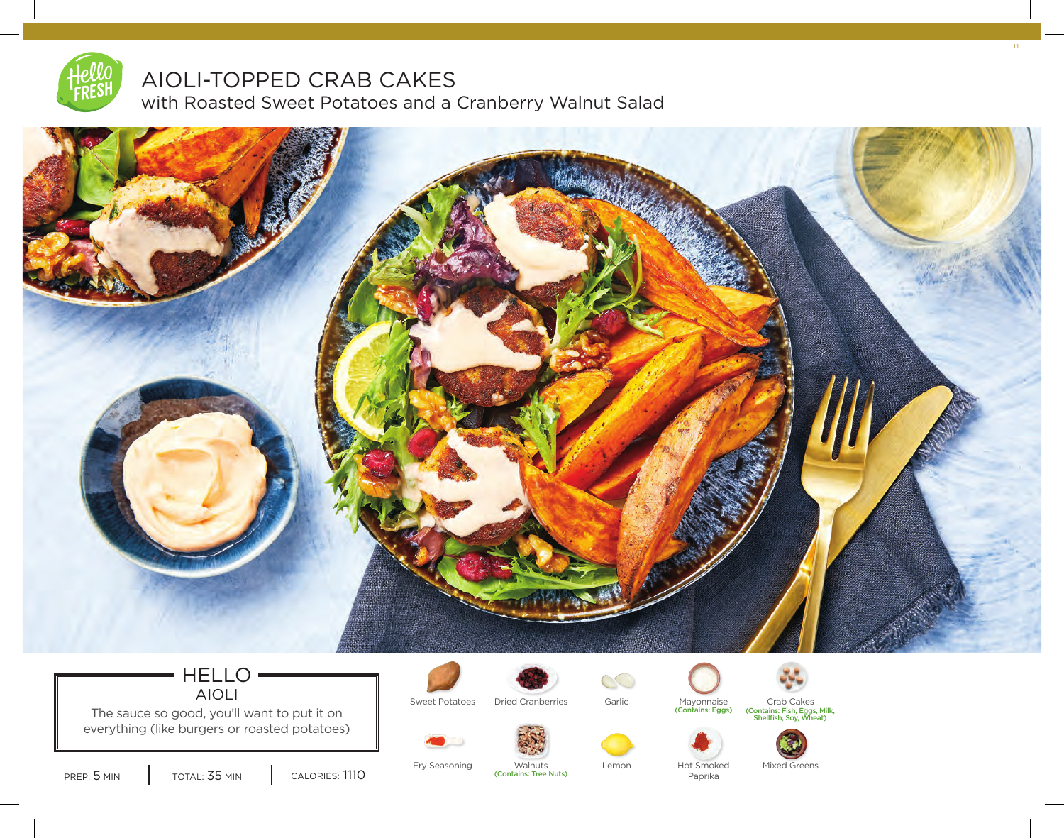# AIOLI-TOPPED CRAB CAKES

## with Roasted Sweet Potatoes and a Cranberry Walnut Salad

### HELLO AIOLI

The sauce so good, you'll want to put it on everything (like burgers or roasted potatoes)

PREP: 5 MIN | TOTAL: 35 MIN | CALORIES: 1110

- Sweet Potatoes
- Dried Cranberries
- Garlic
- Mayonnaise (Contains: Eggs)
- Crab Cakes (Contains: Fish, Eggs, Milk, Shellfish, Soy, Wheat)
- Fry Seasoning
- Walnuts (Contains: Tree Nuts)
- Lemon
- Hot Smoked Paprika
- Mixed Greens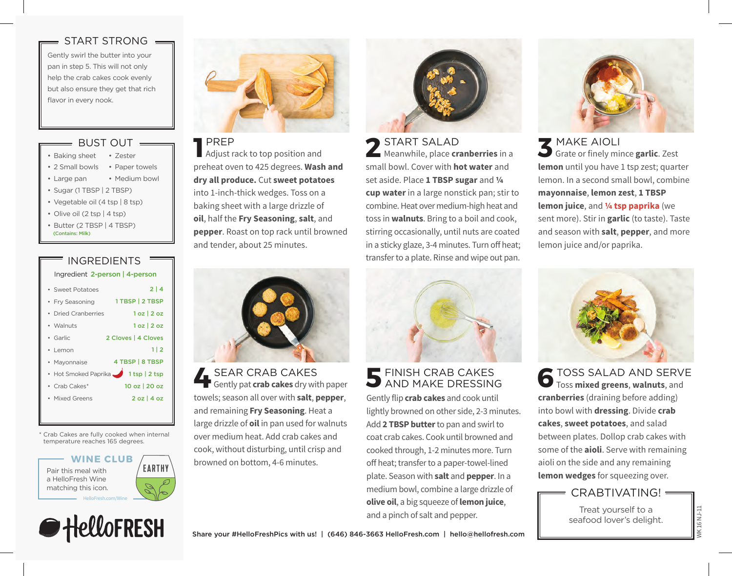## START STRONG

Gently swirl the butter into your pan in step 5. This will not only help the crab cakes cook evenly but also ensure they get that rich flavor in every nook.

## BUST OUT

- Baking sheet
- Zester
- 2 Small bowls
- Paper towels
- Large pan
- Medium bowl
- Sugar (1 TBSP | 2 TBSP)
- Vegetable oil (4 tsp | 8 tsp)
- Olive oil (2 tsp | 4 tsp)
- Butter (2 TBSP | 4 TBSP)
  (Contains: Milk)

## INGREDIENTS

| Ingredient | 2-person \| 4-person |
| --- | --- |
| Sweet Potatoes | 2 \| 4 |
| Fry Seasoning | 1 TBSP \| 2 TBSP |
| Dried Cranberries | 1 oz \| 2 oz |
| Walnuts | 1 oz \| 2 oz |
| Garlic | 2 Cloves \| 4 Cloves |
| Lemon | 1 \| 2 |
| Mayonnaise | 4 TBSP \| 8 TBSP |
| Hot Smoked Paprika | 1 tsp \| 2 tsp |
| Crab Cakes* | 10 oz \| 20 oz |
| Mixed Greens | 2 oz \| 4 oz |

* Crab Cakes are fully cooked when internal temperature reaches 165 degrees.

## WINE CLUB

Pair this meal with a HelloFresh Wine matching this icon.

EARTHY

HelloFresh.com/Wine

HelloFRESH

## 1 PREP

Adjust rack to top position and preheat oven to 425 degrees. **Wash and dry all produce.** Cut **sweet potatoes** into 1-inch-thick wedges. Toss on a baking sheet with a large drizzle of **oil**, half the **Fry Seasoning**, **salt**, and **pepper**. Roast on top rack until browned and tender, about 25 minutes.

## 2 START SALAD

Meanwhile, place **cranberries** in a small bowl. Cover with **hot water** and set aside. Place **1 TBSP sugar** and **¼ cup water** in a large nonstick pan; stir to combine. Heat over medium-high heat and toss in **walnuts**. Bring to a boil and cook, stirring occasionally, until nuts are coated in a sticky glaze, 3-4 minutes. Turn off heat; transfer to a plate. Rinse and wipe out pan.

## 3 MAKE AIOLI

Grate or finely mince **garlic**. Zest **lemon** until you have 1 tsp zest; quarter lemon. In a second small bowl, combine **mayonnaise**, **lemon zest**, **1 TBSP lemon juice**, and **¼ tsp paprika** (we sent more). Stir in **garlic** (to taste). Taste and season with **salt**, **pepper**, and more lemon juice and/or paprika.

## 4 SEAR CRAB CAKES

Gently pat **crab cakes** dry with paper towels; season all over with **salt**, **pepper**, and remaining **Fry Seasoning**. Heat a large drizzle of **oil** in pan used for walnuts over medium heat. Add crab cakes and cook, without disturbing, until crisp and browned on bottom, 4-6 minutes.

## 5 FINISH CRAB CAKES AND MAKE DRESSING

Gently flip **crab cakes** and cook until lightly browned on other side, 2-3 minutes. Add **2 TBSP butter** to pan and swirl to coat crab cakes. Cook until browned and cooked through, 1-2 minutes more. Turn off heat; transfer to a paper-towel-lined plate. Season with **salt** and **pepper**. In a medium bowl, combine a large drizzle of **olive oil**, a big squeeze of **lemon juice**, and a pinch of salt and pepper.

## 6 TOSS SALAD AND SERVE

Toss **mixed greens**, **walnuts**, and **cranberries** (draining before adding) into bowl with **dressing**. Divide **crab cakes**, **sweet potatoes**, and salad between plates. Dollop crab cakes with some of the **aioli**. Serve with remaining aioli on the side and any remaining **lemon wedges** for squeezing over.

## CRABTIVATING!

Treat yourself to a seafood lover's delight.

Share your #HelloFreshPics with us! | (646) 846-3663 HelloFresh.com | hello@hellofresh.com

WK 16 NJ-11